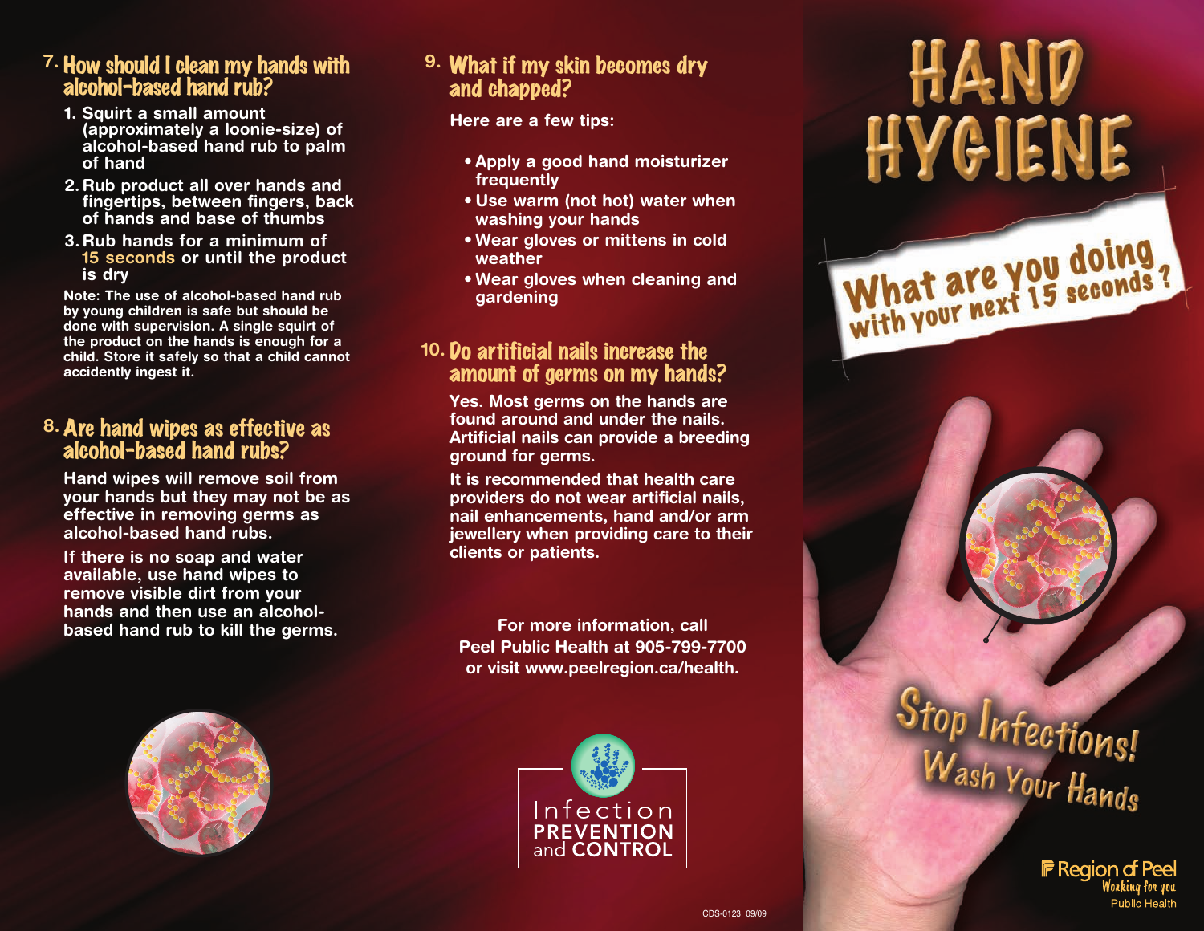## 7. How should I clean my hands with alcohol-based hand rub?

1. Squirt a small amount (approximately a loonie-size) of alcohol-based hand rub to palm of hand
2. Rub product all over hands and fingertips, between fingers, back of hands and base of thumbs
3. Rub hands for a minimum of 15 seconds or until the product is dry

**Note: The use of alcohol-based hand rub by young children is safe but should be done with supervision. A single squirt of the product on the hands is enough for a child. Store it safely so that a child cannot accidently ingest it.**

## 8. Are hand wipes as effective as alcohol-based hand rubs?

Hand wipes will remove soil from your hands but they may not be as effective in removing germs as alcohol-based hand rubs.

If there is no soap and water available, use hand wipes to remove visible dirt from your hands and then use an alcohol-based hand rub to kill the germs.

## 9. What if my skin becomes dry and chapped?

Here are a few tips:

- Apply a good hand moisturizer frequently
- Use warm (not hot) water when washing your hands
- Wear gloves or mittens in cold weather
- Wear gloves when cleaning and gardening

## 10. Do artificial nails increase the amount of germs on my hands?

Yes. Most germs on the hands are found around and under the nails. Artificial nails can provide a breeding ground for germs.

It is recommended that health care providers do not wear artificial nails, nail enhancements, hand and/or arm jewellery when providing care to their clients or patients.

For more information, call Peel Public Health at 905-799-7700 or visit www.peelregion.ca/health.

Infection PREVENTION and CONTROL

CDS-0123 09/09

# HAND HYGIENE

**What are you doing with your next 15 seconds?**

**Stop Infections! Wash Your Hands**

Region of Peel
Working for you
Public Health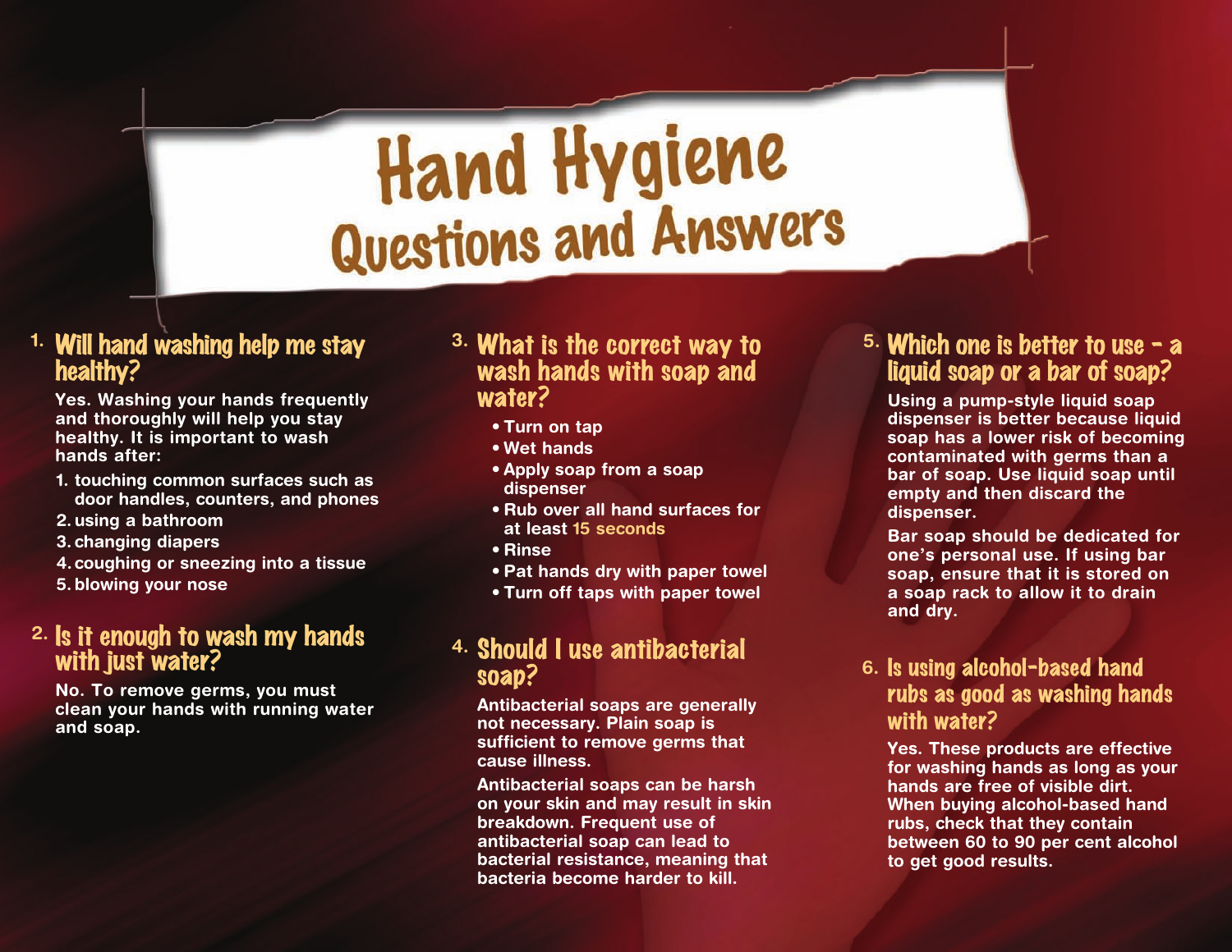# Hand Hygiene
## Questions and Answers

### 1. Will hand washing help me stay healthy?

Yes. Washing your hands frequently and thoroughly will help you stay healthy. It is important to wash hands after:

1. touching common surfaces such as door handles, counters, and phones
2. using a bathroom
3. changing diapers
4. coughing or sneezing into a tissue
5. blowing your nose

### 2. Is it enough to wash my hands with just water?

No. To remove germs, you must clean your hands with running water and soap.

### 3. What is the correct way to wash hands with soap and water?

- Turn on tap
- Wet hands
- Apply soap from a soap dispenser
- Rub over all hand surfaces for at least 15 seconds
- Rinse
- Pat hands dry with paper towel
- Turn off taps with paper towel

### 4. Should I use antibacterial soap?

Antibacterial soaps are generally not necessary. Plain soap is sufficient to remove germs that cause illness.

Antibacterial soaps can be harsh on your skin and may result in skin breakdown. Frequent use of antibacterial soap can lead to bacterial resistance, meaning that bacteria become harder to kill.

### 5. Which one is better to use - a liquid soap or a bar of soap?

Using a pump-style liquid soap dispenser is better because liquid soap has a lower risk of becoming contaminated with germs than a bar of soap. Use liquid soap until empty and then discard the dispenser.

Bar soap should be dedicated for one's personal use. If using bar soap, ensure that it is stored on a soap rack to allow it to drain and dry.

### 6. Is using alcohol-based hand rubs as good as washing hands with water?

Yes. These products are effective for washing hands as long as your hands are free of visible dirt. When buying alcohol-based hand rubs, check that they contain between 60 to 90 per cent alcohol to get good results.